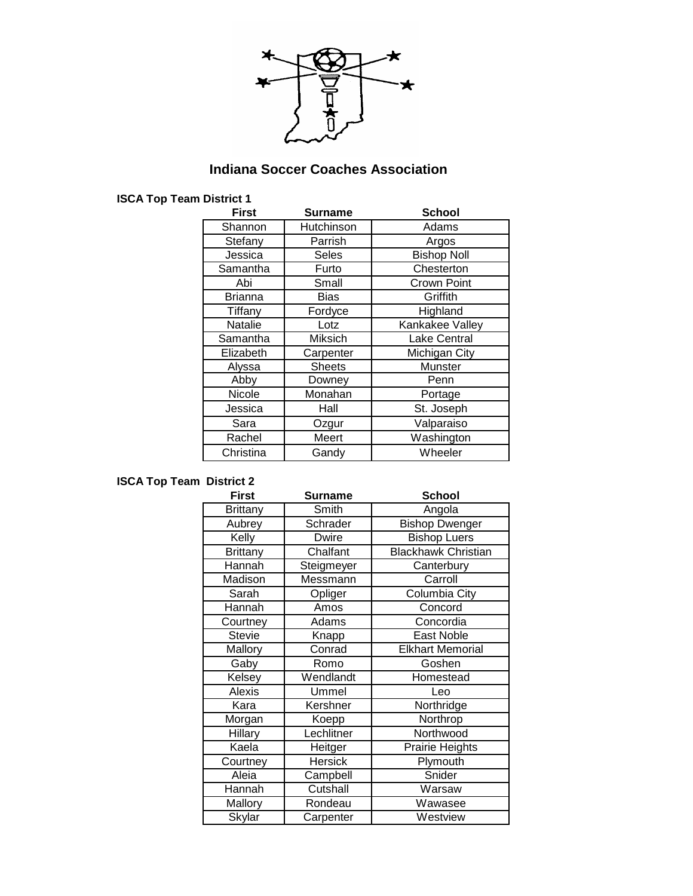# Indiana Soccer Coaches Association

**ISCA Top Team District 1**

| First | Surname | School |
|---|---|---|
| Shannon | Hutchinson | Adams |
| Stefany | Parrish | Argos |
| Jessica | Seles | Bishop Noll |
| Samantha | Furto | Chesterton |
| Abi | Small | Crown Point |
| Brianna | Bias | Griffith |
| Tiffany | Fordyce | Highland |
| Natalie | Lotz | Kankakee Valley |
| Samantha | Miksich | Lake Central |
| Elizabeth | Carpenter | Michigan City |
| Alyssa | Sheets | Munster |
| Abby | Downey | Penn |
| Nicole | Monahan | Portage |
| Jessica | Hall | St. Joseph |
| Sara | Ozgur | Valparaiso |
| Rachel | Meert | Washington |
| Christina | Gandy | Wheeler |

**ISCA Top Team District 2**

| First | Surname | School |
|---|---|---|
| Brittany | Smith | Angola |
| Aubrey | Schrader | Bishop Dwenger |
| Kelly | Dwire | Bishop Luers |
| Brittany | Chalfant | Blackhawk Christian |
| Hannah | Steigmeyer | Canterbury |
| Madison | Messmann | Carroll |
| Sarah | Opliger | Columbia City |
| Hannah | Amos | Concord |
| Courtney | Adams | Concordia |
| Stevie | Knapp | East Noble |
| Mallory | Conrad | Elkhart Memorial |
| Gaby | Romo | Goshen |
| Kelsey | Wendlandt | Homestead |
| Alexis | Ummel | Leo |
| Kara | Kershner | Northridge |
| Morgan | Koepp | Northrop |
| Hillary | Lechlitner | Northwood |
| Kaela | Heitger | Prairie Heights |
| Courtney | Hersick | Plymouth |
| Aleia | Campbell | Snider |
| Hannah | Cutshall | Warsaw |
| Mallory | Rondeau | Wawasee |
| Skylar | Carpenter | Westview |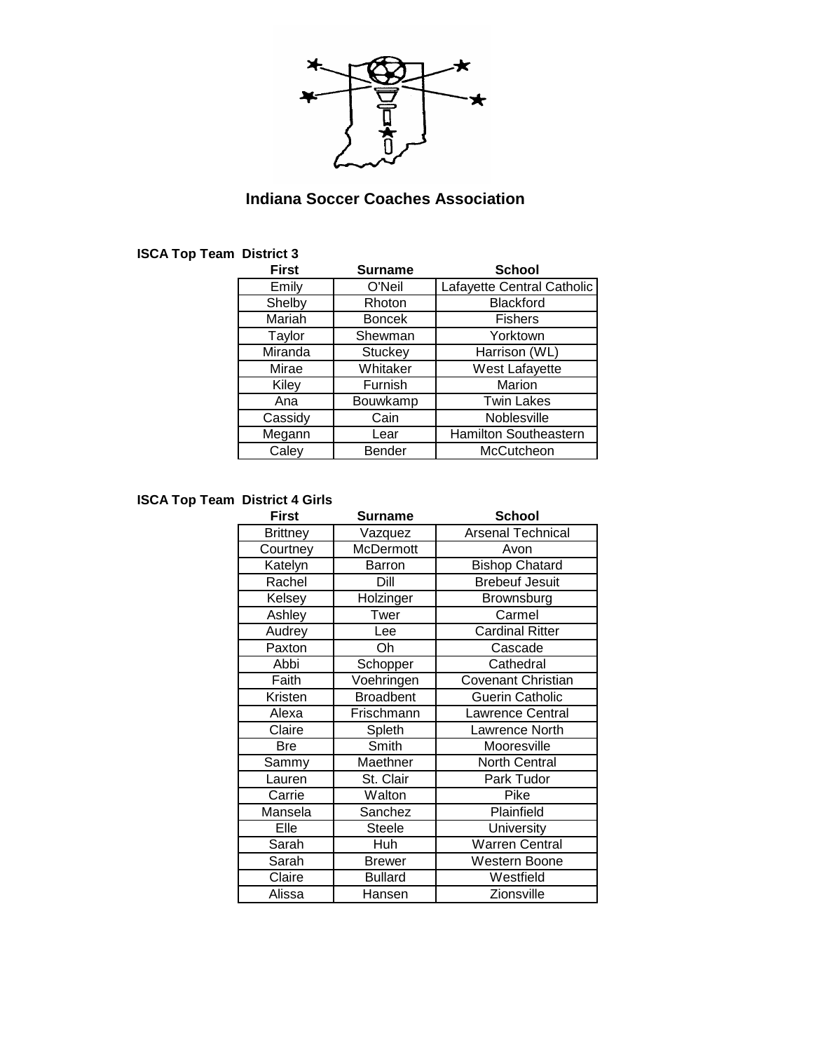## Indiana Soccer Coaches Association

**ISCA Top Team District 3**

| First | Surname | School |
|---|---|---|
| Emily | O'Neil | Lafayette Central Catholic |
| Shelby | Rhoton | Blackford |
| Mariah | Boncek | Fishers |
| Taylor | Shewman | Yorktown |
| Miranda | Stuckey | Harrison (WL) |
| Mirae | Whitaker | West Lafayette |
| Kiley | Furnish | Marion |
| Ana | Bouwkamp | Twin Lakes |
| Cassidy | Cain | Noblesville |
| Megann | Lear | Hamilton Southeastern |
| Caley | Bender | McCutcheon |

**ISCA Top Team District 4 Girls**

| First | Surname | School |
|---|---|---|
| Brittney | Vazquez | Arsenal Technical |
| Courtney | McDermott | Avon |
| Katelyn | Barron | Bishop Chatard |
| Rachel | Dill | Brebeuf Jesuit |
| Kelsey | Holzinger | Brownsburg |
| Ashley | Twer | Carmel |
| Audrey | Lee | Cardinal Ritter |
| Paxton | Oh | Cascade |
| Abbi | Schopper | Cathedral |
| Faith | Voehringen | Covenant Christian |
| Kristen | Broadbent | Guerin Catholic |
| Alexa | Frischmann | Lawrence Central |
| Claire | Spleth | Lawrence North |
| Bre | Smith | Mooresville |
| Sammy | Maethner | North Central |
| Lauren | St. Clair | Park Tudor |
| Carrie | Walton | Pike |
| Mansela | Sanchez | Plainfield |
| Elle | Steele | University |
| Sarah | Huh | Warren Central |
| Sarah | Brewer | Western Boone |
| Claire | Bullard | Westfield |
| Alissa | Hansen | Zionsville |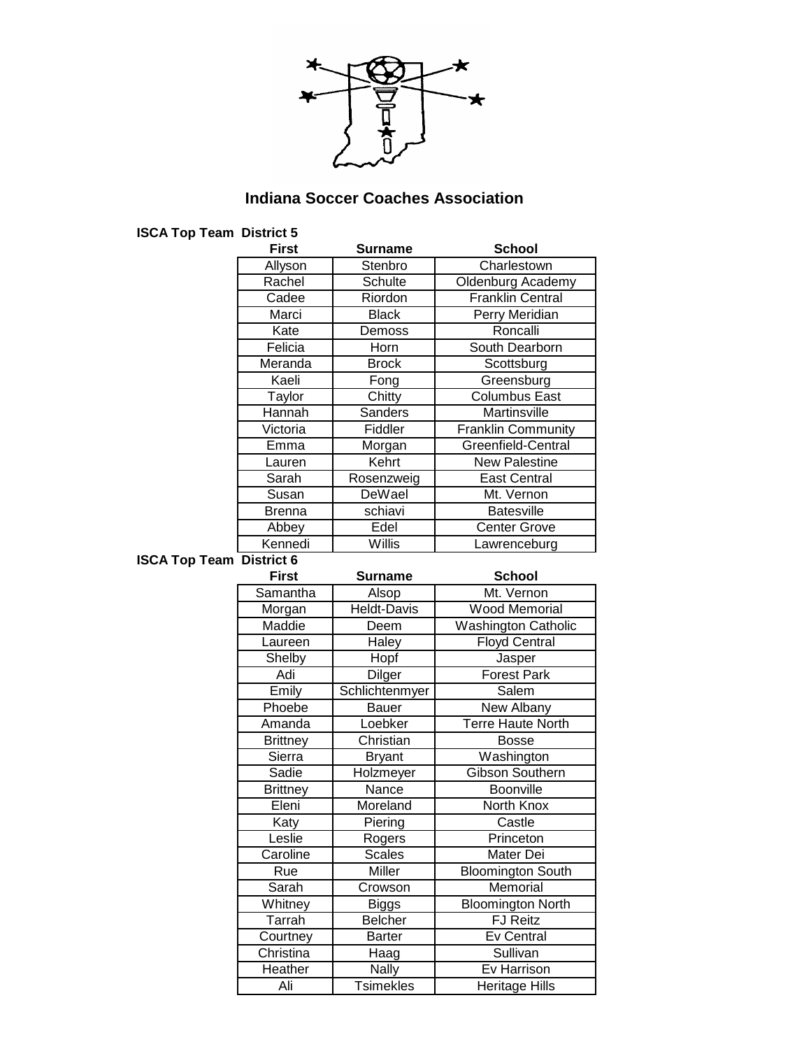# Indiana Soccer Coaches Association

**ISCA Top Team District 5**

| First | Surname | School |
|---|---|---|
| Allyson | Stenbro | Charlestown |
| Rachel | Schulte | Oldenburg Academy |
| Cadee | Riordon | Franklin Central |
| Marci | Black | Perry Meridian |
| Kate | Demoss | Roncalli |
| Felicia | Horn | South Dearborn |
| Meranda | Brock | Scottsburg |
| Kaeli | Fong | Greensburg |
| Taylor | Chitty | Columbus East |
| Hannah | Sanders | Martinsville |
| Victoria | Fiddler | Franklin Community |
| Emma | Morgan | Greenfield-Central |
| Lauren | Kehrt | New Palestine |
| Sarah | Rosenzweig | East Central |
| Susan | DeWael | Mt. Vernon |
| Brenna | schiavi | Batesville |
| Abbey | Edel | Center Grove |
| Kennedi | Willis | Lawrenceburg |

**ISCA Top Team District 6**

| First | Surname | School |
|---|---|---|
| Samantha | Alsop | Mt. Vernon |
| Morgan | Heldt-Davis | Wood Memorial |
| Maddie | Deem | Washington Catholic |
| Laureen | Haley | Floyd Central |
| Shelby | Hopf | Jasper |
| Adi | Dilger | Forest Park |
| Emily | Schlichtenmyer | Salem |
| Phoebe | Bauer | New Albany |
| Amanda | Loebker | Terre Haute North |
| Brittney | Christian | Bosse |
| Sierra | Bryant | Washington |
| Sadie | Holzmeyer | Gibson Southern |
| Brittney | Nance | Boonville |
| Eleni | Moreland | North Knox |
| Katy | Piering | Castle |
| Leslie | Rogers | Princeton |
| Caroline | Scales | Mater Dei |
| Rue | Miller | Bloomington South |
| Sarah | Crowson | Memorial |
| Whitney | Biggs | Bloomington North |
| Tarrah | Belcher | FJ Reitz |
| Courtney | Barter | Ev Central |
| Christina | Haag | Sullivan |
| Heather | Nally | Ev Harrison |
| Ali | Tsimekles | Heritage Hills |